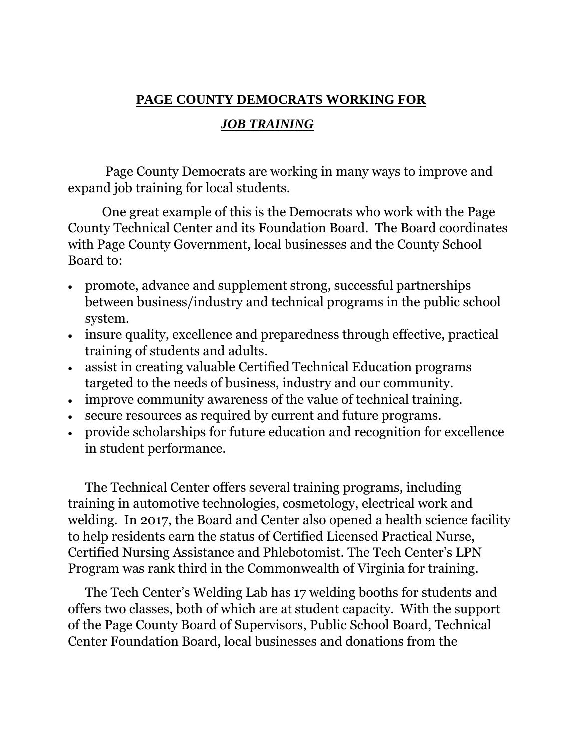# **PAGE COUNTY DEMOCRATS WORKING FOR**

## ***JOB TRAINING***

Page County Democrats are working in many ways to improve and expand job training for local students.

One great example of this is the Democrats who work with the Page County Technical Center and its Foundation Board. The Board coordinates with Page County Government, local businesses and the County School Board to:

- promote, advance and supplement strong, successful partnerships between business/industry and technical programs in the public school system.
- insure quality, excellence and preparedness through effective, practical training of students and adults.
- assist in creating valuable Certified Technical Education programs targeted to the needs of business, industry and our community.
- improve community awareness of the value of technical training.
- secure resources as required by current and future programs.
- provide scholarships for future education and recognition for excellence in student performance.

The Technical Center offers several training programs, including training in automotive technologies, cosmetology, electrical work and welding. In 2017, the Board and Center also opened a health science facility to help residents earn the status of Certified Licensed Practical Nurse, Certified Nursing Assistance and Phlebotomist. The Tech Center's LPN Program was rank third in the Commonwealth of Virginia for training.

The Tech Center's Welding Lab has 17 welding booths for students and offers two classes, both of which are at student capacity. With the support of the Page County Board of Supervisors, Public School Board, Technical Center Foundation Board, local businesses and donations from the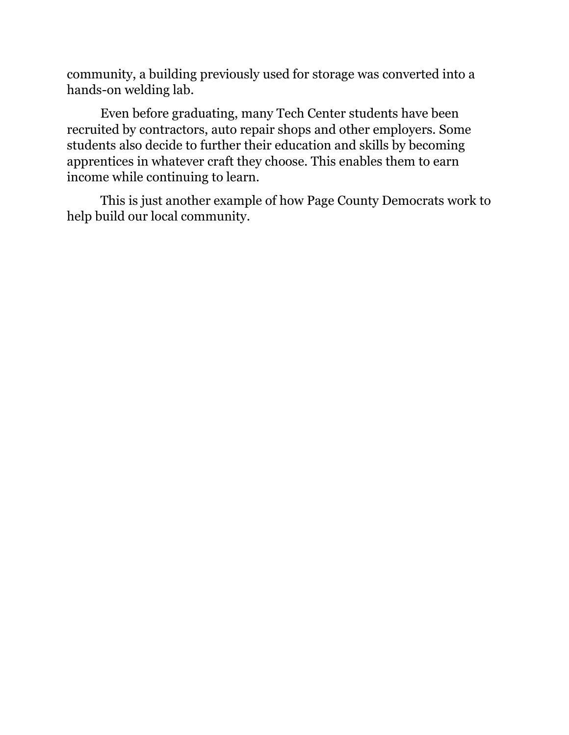community, a building previously used for storage was converted into a hands-on welding lab.

Even before graduating, many Tech Center students have been recruited by contractors, auto repair shops and other employers. Some students also decide to further their education and skills by becoming apprentices in whatever craft they choose. This enables them to earn income while continuing to learn.

This is just another example of how Page County Democrats work to help build our local community.